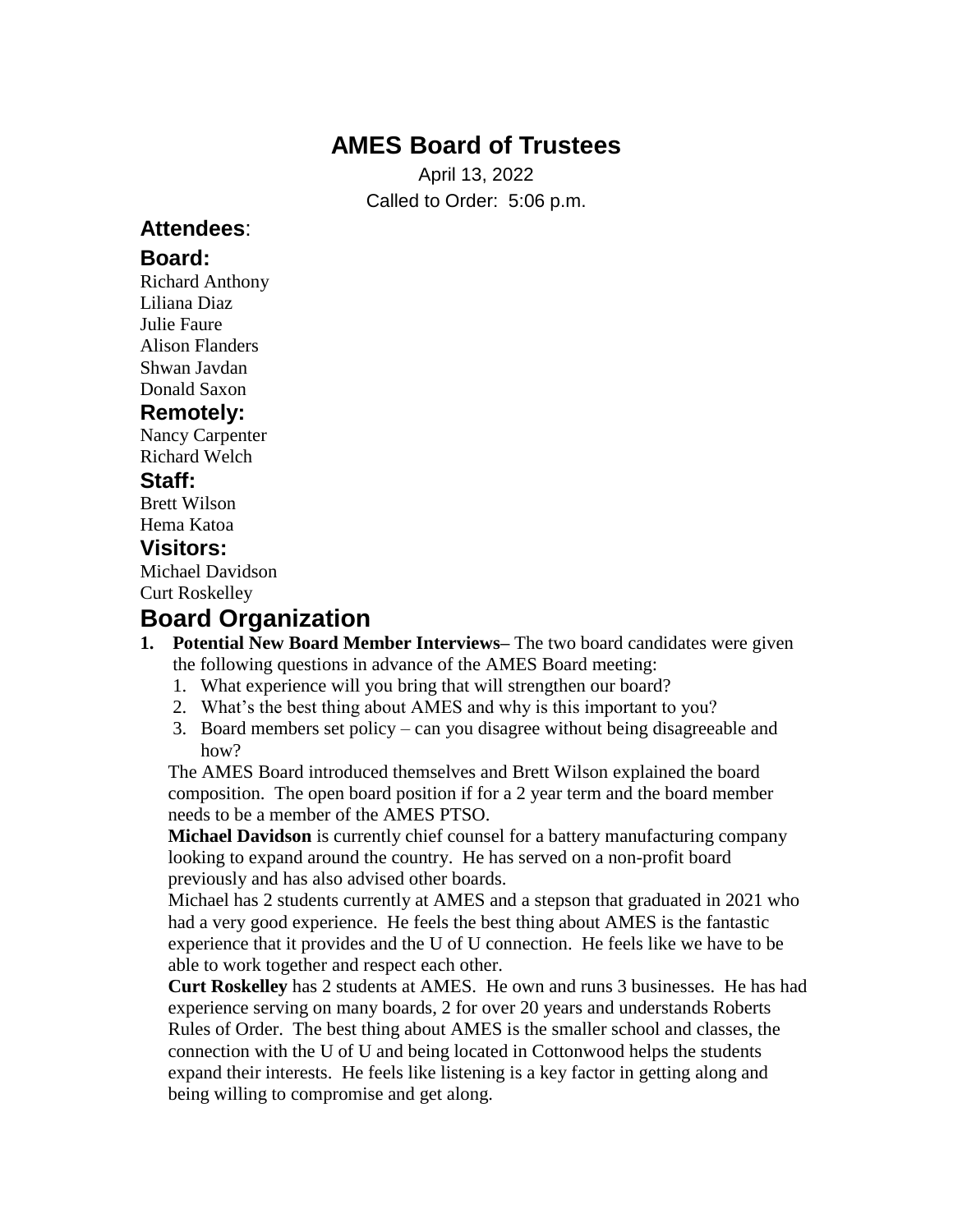# AMES Board of Trustees

April 13, 2022

Called to Order: 5:06 p.m.

## **Attendees**:

### Board:

Richard Anthony
Liliana Diaz
Julie Faure
Alison Flanders
Shwan Javdan
Donald Saxon

### Remotely:

Nancy Carpenter
Richard Welch

### Staff:

Brett Wilson
Hema Katoa

### Visitors:

Michael Davidson
Curt Roskelley

## Board Organization

1. **Potential New Board Member Interviews**– The two board candidates were given the following questions in advance of the AMES Board meeting:
   1. What experience will you bring that will strengthen our board?
   2. What's the best thing about AMES and why is this important to you?
   3. Board members set policy – can you disagree without being disagreeable and how?

   The AMES Board introduced themselves and Brett Wilson explained the board composition. The open board position if for a 2 year term and the board member needs to be a member of the AMES PTSO.

   **Michael Davidson** is currently chief counsel for a battery manufacturing company looking to expand around the country. He has served on a non-profit board previously and has also advised other boards.

   Michael has 2 students currently at AMES and a stepson that graduated in 2021 who had a very good experience. He feels the best thing about AMES is the fantastic experience that it provides and the U of U connection. He feels like we have to be able to work together and respect each other.

   **Curt Roskelley** has 2 students at AMES. He own and runs 3 businesses. He has had experience serving on many boards, 2 for over 20 years and understands Roberts Rules of Order. The best thing about AMES is the smaller school and classes, the connection with the U of U and being located in Cottonwood helps the students expand their interests. He feels like listening is a key factor in getting along and being willing to compromise and get along.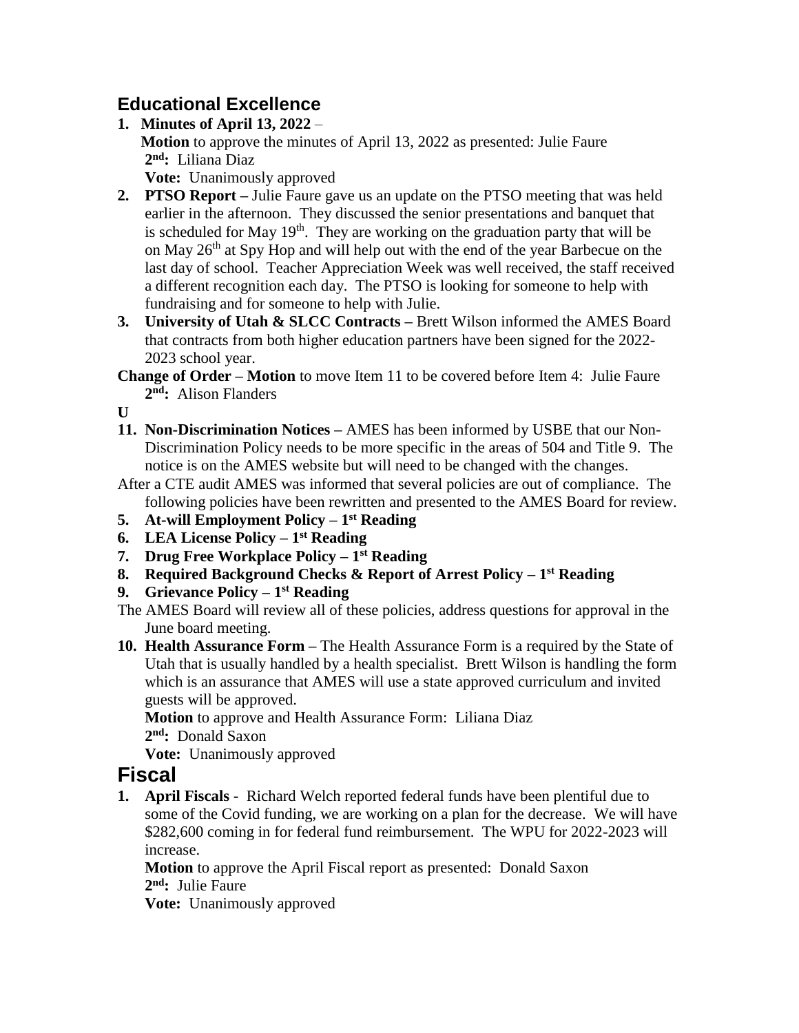## Educational Excellence

1. **Minutes of April 13, 2022** –
   **Motion** to approve the minutes of April 13, 2022 as presented: Julie Faure
   **2nd:** Liliana Diaz
   **Vote:** Unanimously approved
2. **PTSO Report –** Julie Faure gave us an update on the PTSO meeting that was held earlier in the afternoon. They discussed the senior presentations and banquet that is scheduled for May 19th. They are working on the graduation party that will be on May 26th at Spy Hop and will help out with the end of the year Barbecue on the last day of school. Teacher Appreciation Week was well received, the staff received a different recognition each day. The PTSO is looking for someone to help with fundraising and for someone to help with Julie.
3. **University of Utah & SLCC Contracts –** Brett Wilson informed the AMES Board that contracts from both higher education partners have been signed for the 2022-2023 school year.

**Change of Order – Motion** to move Item 11 to be covered before Item 4: Julie Faure
   **2nd:** Alison Flanders

**U**

11. **Non-Discrimination Notices –** AMES has been informed by USBE that our Non-Discrimination Policy needs to be more specific in the areas of 504 and Title 9. The notice is on the AMES website but will need to be changed with the changes.

After a CTE audit AMES was informed that several policies are out of compliance. The following policies have been rewritten and presented to the AMES Board for review.

5. **At-will Employment Policy – 1st Reading**
6. **LEA License Policy – 1st Reading**
7. **Drug Free Workplace Policy – 1st Reading**
8. **Required Background Checks & Report of Arrest Policy – 1st Reading**
9. **Grievance Policy – 1st Reading**

The AMES Board will review all of these policies, address questions for approval in the June board meeting.

10. **Health Assurance Form –** The Health Assurance Form is a required by the State of Utah that is usually handled by a health specialist. Brett Wilson is handling the form which is an assurance that AMES will use a state approved curriculum and invited guests will be approved.
    **Motion** to approve and Health Assurance Form: Liliana Diaz
    **2nd:** Donald Saxon
    **Vote:** Unanimously approved

## Fiscal

1. **April Fiscals -** Richard Welch reported federal funds have been plentiful due to some of the Covid funding, we are working on a plan for the decrease. We will have $282,600 coming in for federal fund reimbursement. The WPU for 2022-2023 will increase.
   **Motion** to approve the April Fiscal report as presented: Donald Saxon
   **2nd:** Julie Faure
   **Vote:** Unanimously approved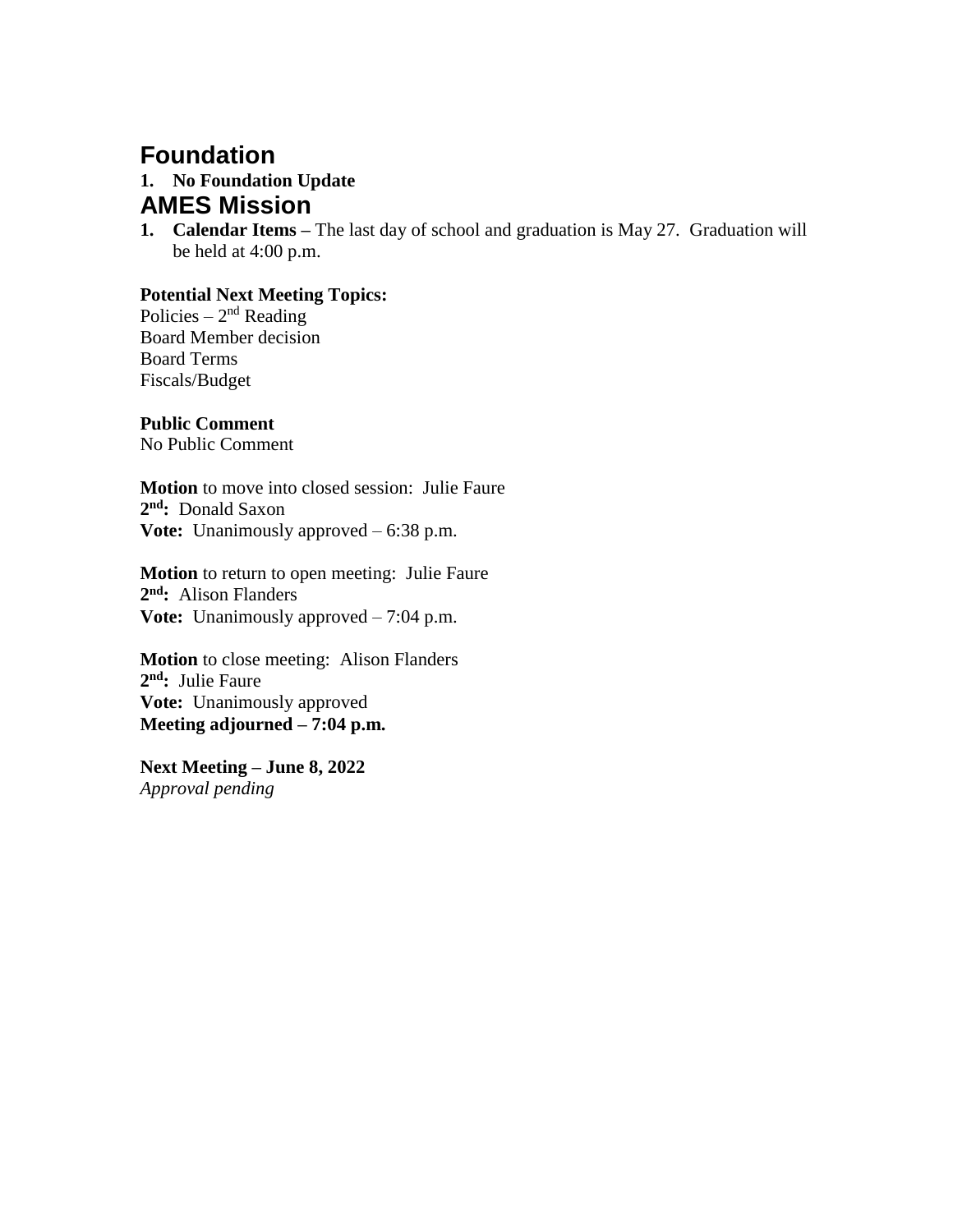## Foundation

1. **No Foundation Update**

## AMES Mission

1. **Calendar Items –** The last day of school and graduation is May 27. Graduation will be held at 4:00 p.m.

**Potential Next Meeting Topics:**
Policies – 2nd Reading
Board Member decision
Board Terms
Fiscals/Budget

**Public Comment**
No Public Comment

**Motion** to move into closed session: Julie Faure
**2nd:** Donald Saxon
**Vote:** Unanimously approved – 6:38 p.m.

**Motion** to return to open meeting: Julie Faure
**2nd:** Alison Flanders
**Vote:** Unanimously approved – 7:04 p.m.

**Motion** to close meeting: Alison Flanders
**2nd:** Julie Faure
**Vote:** Unanimously approved
**Meeting adjourned – 7:04 p.m.**

**Next Meeting – June 8, 2022**
*Approval pending*